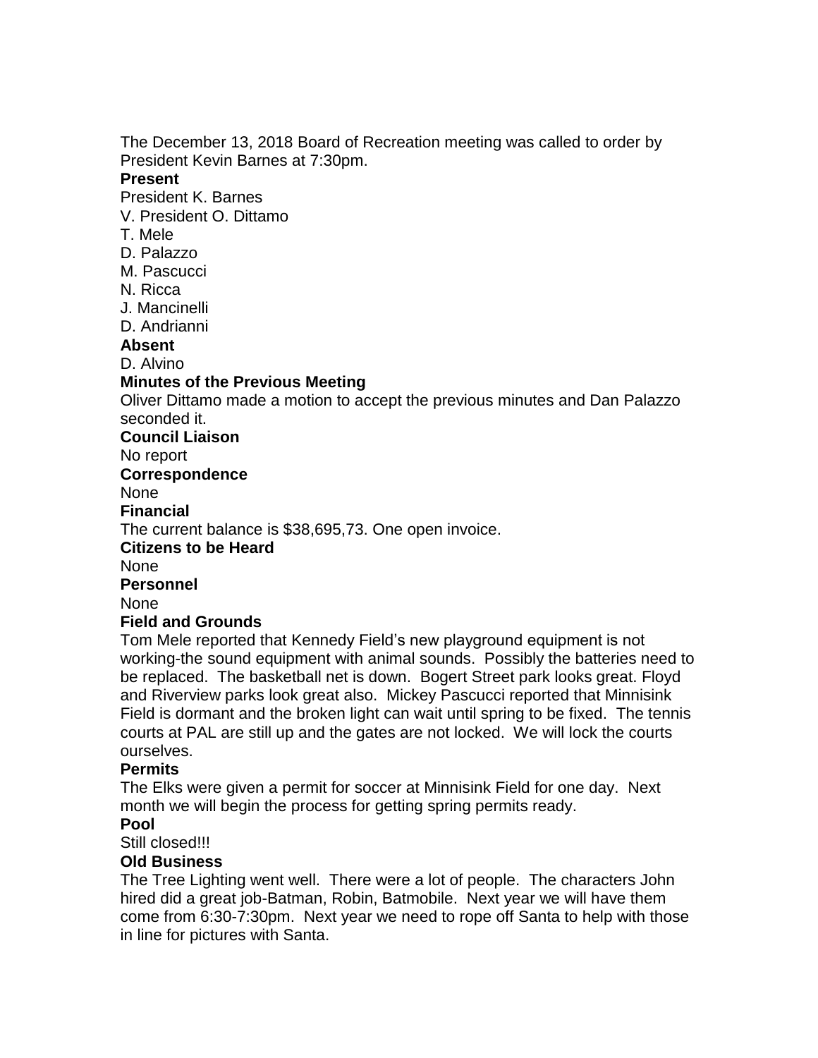The December 13, 2018 Board of Recreation meeting was called to order by President Kevin Barnes at 7:30pm.

**Present**

President K. Barnes
V. President O. Dittamo
T. Mele
D. Palazzo
M. Pascucci
N. Ricca
J. Mancinelli
D. Andrianni

**Absent**

D. Alvino

**Minutes of the Previous Meeting**

Oliver Dittamo made a motion to accept the previous minutes and Dan Palazzo seconded it.

**Council Liaison**

No report

**Correspondence**

None

**Financial**

The current balance is $38,695,73. One open invoice.

**Citizens to be Heard**

None

**Personnel**

None

**Field and Grounds**

Tom Mele reported that Kennedy Field's new playground equipment is not working-the sound equipment with animal sounds. Possibly the batteries need to be replaced. The basketball net is down. Bogert Street park looks great. Floyd and Riverview parks look great also. Mickey Pascucci reported that Minnisink Field is dormant and the broken light can wait until spring to be fixed. The tennis courts at PAL are still up and the gates are not locked. We will lock the courts ourselves.

**Permits**

The Elks were given a permit for soccer at Minnisink Field for one day. Next month we will begin the process for getting spring permits ready.

**Pool**

Still closed!!!

**Old Business**

The Tree Lighting went well. There were a lot of people. The characters John hired did a great job-Batman, Robin, Batmobile. Next year we will have them come from 6:30-7:30pm. Next year we need to rope off Santa to help with those in line for pictures with Santa.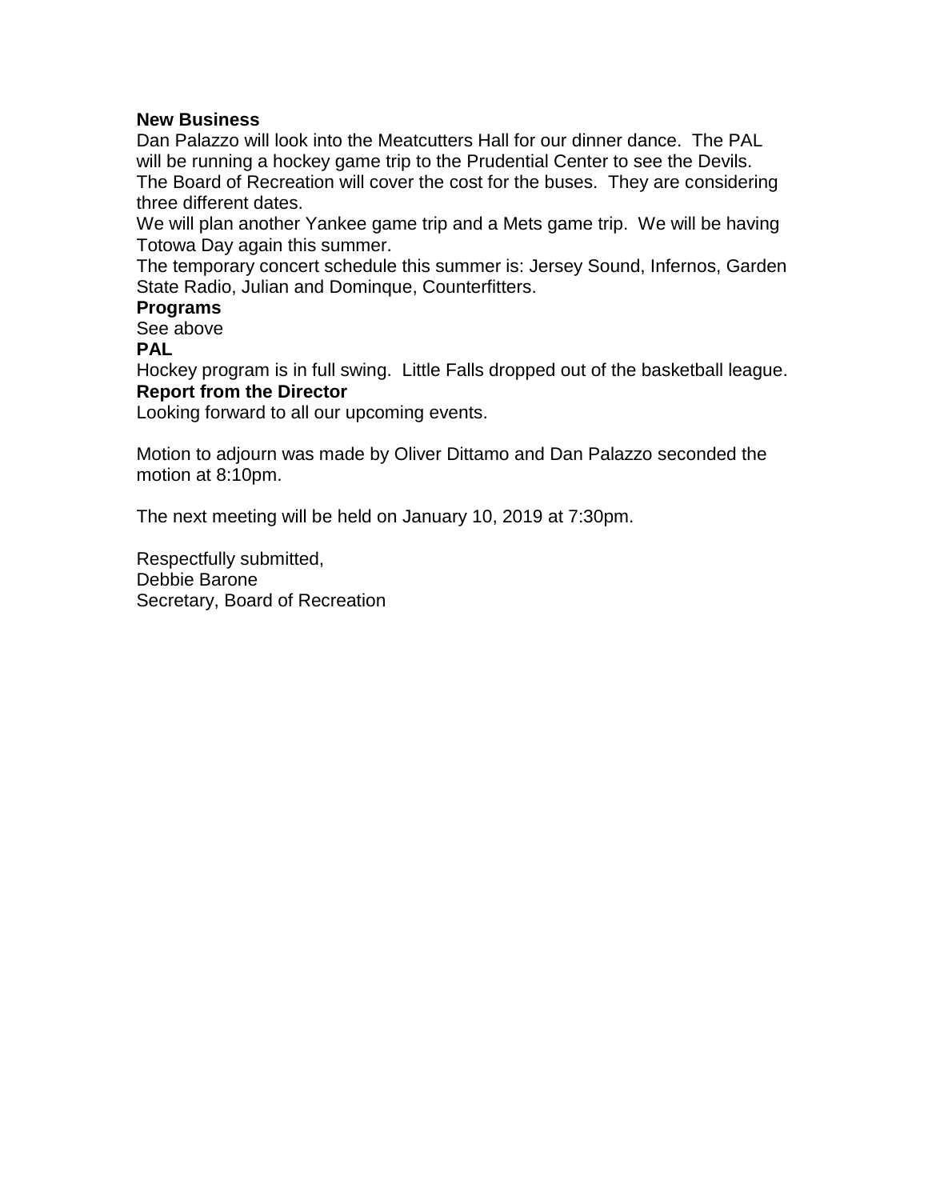**New Business**
Dan Palazzo will look into the Meatcutters Hall for our dinner dance. The PAL will be running a hockey game trip to the Prudential Center to see the Devils. The Board of Recreation will cover the cost for the buses. They are considering three different dates.
We will plan another Yankee game trip and a Mets game trip. We will be having Totowa Day again this summer.
The temporary concert schedule this summer is: Jersey Sound, Infernos, Garden State Radio, Julian and Dominque, Counterfitters.

**Programs**
See above

**PAL**
Hockey program is in full swing. Little Falls dropped out of the basketball league.

**Report from the Director**
Looking forward to all our upcoming events.

Motion to adjourn was made by Oliver Dittamo and Dan Palazzo seconded the motion at 8:10pm.

The next meeting will be held on January 10, 2019 at 7:30pm.

Respectfully submitted,
Debbie Barone
Secretary, Board of Recreation